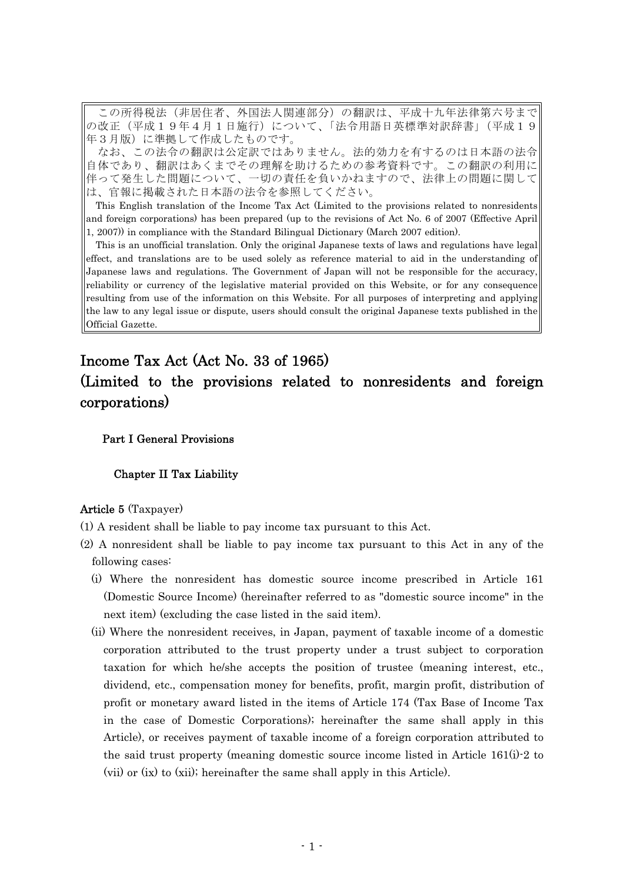この所得税法（非居住者、外国法人関連部分）の翻訳は、平成十九年法律第六号までの改正（平成１９年４月１日施行）について、「法令用語日英標準対訳辞書」（平成１９年３月版）に準拠して作成したものです。

なお、この法令の翻訳は公定訳ではありません。法的効力を有するのは日本語の法令自体であり、翻訳はあくまでその理解を助けるための参考資料です。この翻訳の利用に伴って発生した問題について、一切の責任を負いかねますので、法律上の問題に関しては、官報に掲載された日本語の法令を参照してください。

This English translation of the Income Tax Act (Limited to the provisions related to nonresidents and foreign corporations) has been prepared (up to the revisions of Act No. 6 of 2007 (Effective April 1, 2007)) in compliance with the Standard Bilingual Dictionary (March 2007 edition).

This is an unofficial translation. Only the original Japanese texts of laws and regulations have legal effect, and translations are to be used solely as reference material to aid in the understanding of Japanese laws and regulations. The Government of Japan will not be responsible for the accuracy, reliability or currency of the legislative material provided on this Website, or for any consequence resulting from use of the information on this Website. For all purposes of interpreting and applying the law to any legal issue or dispute, users should consult the original Japanese texts published in the Official Gazette.

# Income Tax Act (Act No. 33 of 1965)
# (Limited to the provisions related to nonresidents and foreign corporations)

## Part I General Provisions

### Chapter II Tax Liability

**Article 5** (Taxpayer)

(1) A resident shall be liable to pay income tax pursuant to this Act.

(2) A nonresident shall be liable to pay income tax pursuant to this Act in any of the following cases:

(i) Where the nonresident has domestic source income prescribed in Article 161 (Domestic Source Income) (hereinafter referred to as "domestic source income" in the next item) (excluding the case listed in the said item).

(ii) Where the nonresident receives, in Japan, payment of taxable income of a domestic corporation attributed to the trust property under a trust subject to corporation taxation for which he/she accepts the position of trustee (meaning interest, etc., dividend, etc., compensation money for benefits, profit, margin profit, distribution of profit or monetary award listed in the items of Article 174 (Tax Base of Income Tax in the case of Domestic Corporations); hereinafter the same shall apply in this Article), or receives payment of taxable income of a foreign corporation attributed to the said trust property (meaning domestic source income listed in Article 161(i)-2 to (vii) or (ix) to (xii); hereinafter the same shall apply in this Article).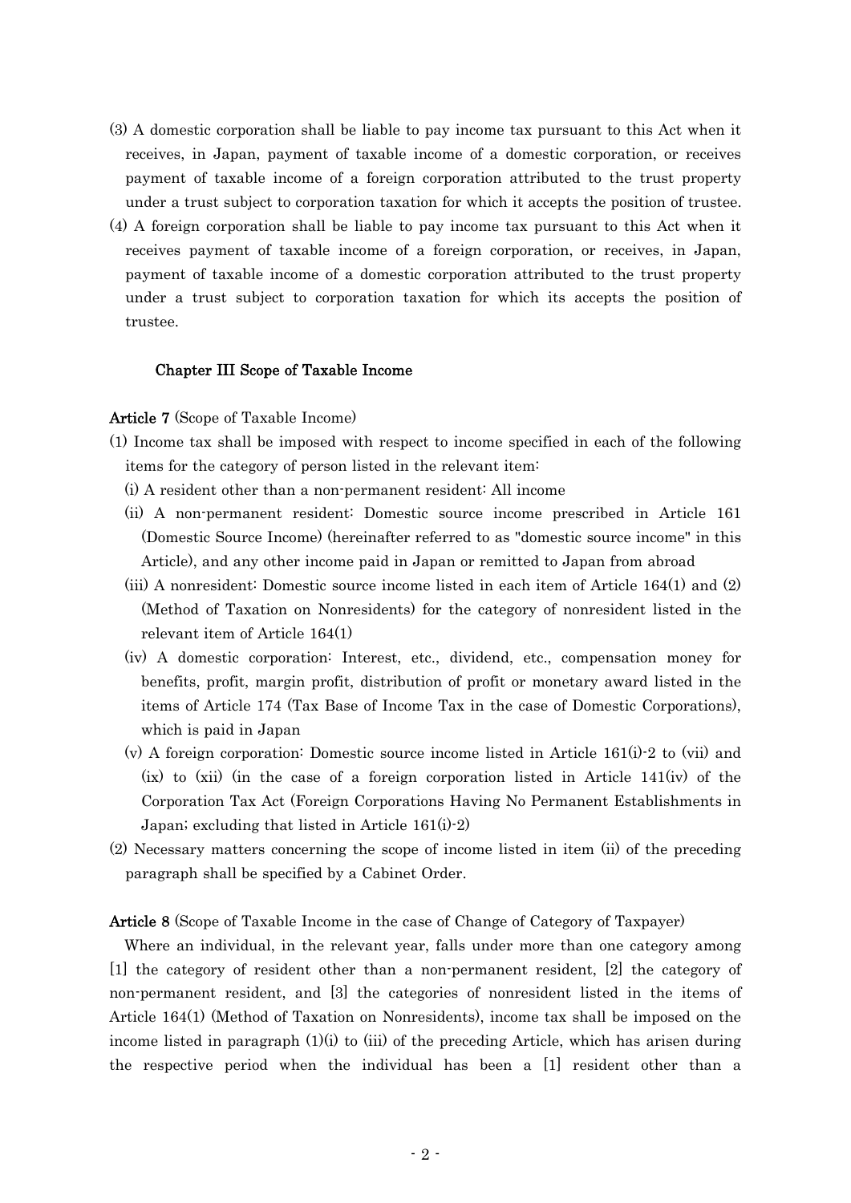(3) A domestic corporation shall be liable to pay income tax pursuant to this Act when it receives, in Japan, payment of taxable income of a domestic corporation, or receives payment of taxable income of a foreign corporation attributed to the trust property under a trust subject to corporation taxation for which it accepts the position of trustee.

(4) A foreign corporation shall be liable to pay income tax pursuant to this Act when it receives payment of taxable income of a foreign corporation, or receives, in Japan, payment of taxable income of a domestic corporation attributed to the trust property under a trust subject to corporation taxation for which its accepts the position of trustee.

## Chapter III Scope of Taxable Income

**Article 7** (Scope of Taxable Income)

(1) Income tax shall be imposed with respect to income specified in each of the following items for the category of person listed in the relevant item:

(i) A resident other than a non-permanent resident: All income

(ii) A non-permanent resident: Domestic source income prescribed in Article 161 (Domestic Source Income) (hereinafter referred to as "domestic source income" in this Article), and any other income paid in Japan or remitted to Japan from abroad

(iii) A nonresident: Domestic source income listed in each item of Article 164(1) and (2) (Method of Taxation on Nonresidents) for the category of nonresident listed in the relevant item of Article 164(1)

(iv) A domestic corporation: Interest, etc., dividend, etc., compensation money for benefits, profit, margin profit, distribution of profit or monetary award listed in the items of Article 174 (Tax Base of Income Tax in the case of Domestic Corporations), which is paid in Japan

(v) A foreign corporation: Domestic source income listed in Article 161(i)-2 to (vii) and (ix) to (xii) (in the case of a foreign corporation listed in Article 141(iv) of the Corporation Tax Act (Foreign Corporations Having No Permanent Establishments in Japan; excluding that listed in Article 161(i)-2)

(2) Necessary matters concerning the scope of income listed in item (ii) of the preceding paragraph shall be specified by a Cabinet Order.

**Article 8** (Scope of Taxable Income in the case of Change of Category of Taxpayer)

Where an individual, in the relevant year, falls under more than one category among [1] the category of resident other than a non-permanent resident, [2] the category of non-permanent resident, and [3] the categories of nonresident listed in the items of Article 164(1) (Method of Taxation on Nonresidents), income tax shall be imposed on the income listed in paragraph (1)(i) to (iii) of the preceding Article, which has arisen during the respective period when the individual has been a [1] resident other than a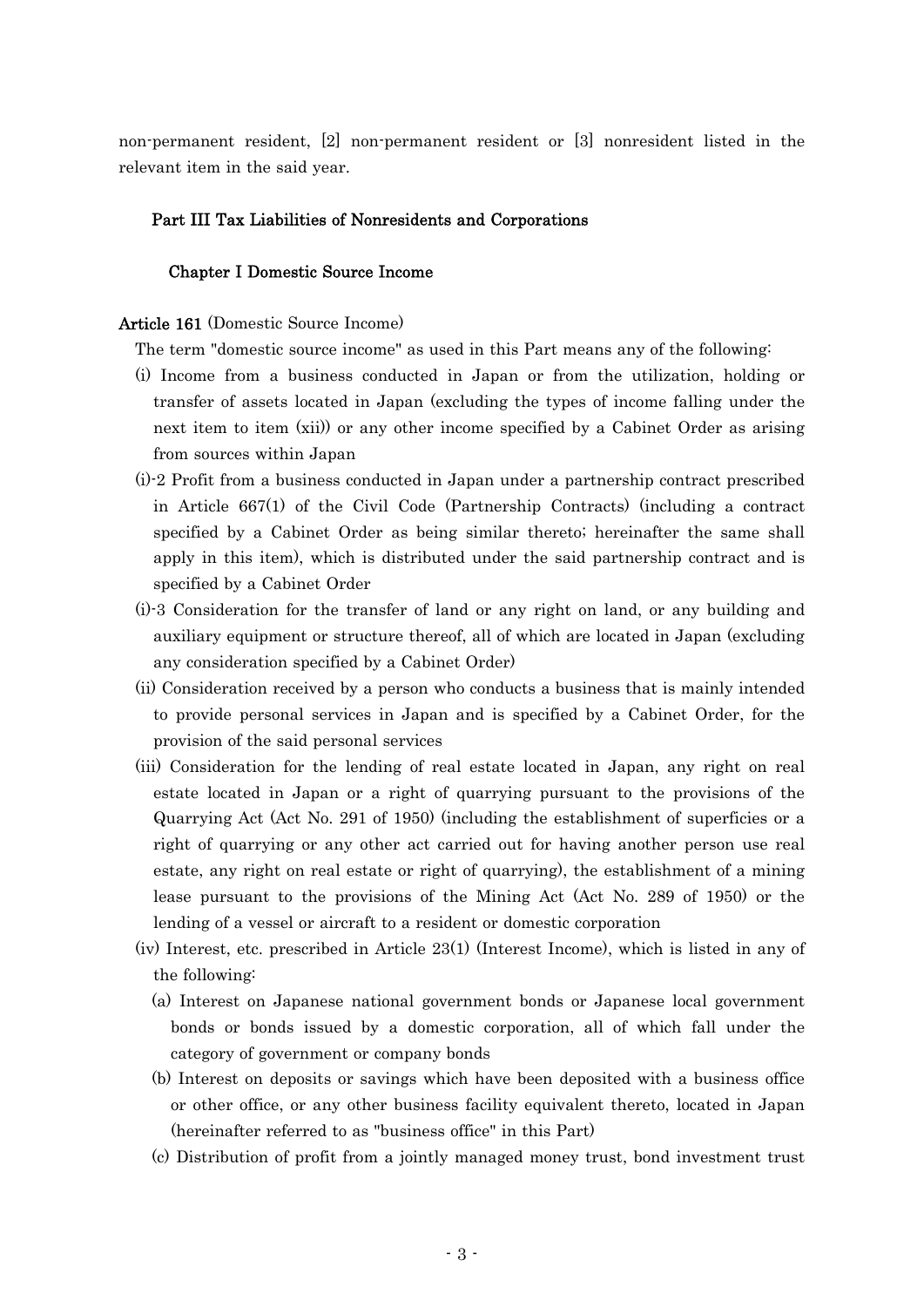non-permanent resident, [2] non-permanent resident or [3] nonresident listed in the relevant item in the said year.

## Part III Tax Liabilities of Nonresidents and Corporations

### Chapter I Domestic Source Income

**Article 161** (Domestic Source Income)

The term "domestic source income" as used in this Part means any of the following:

(i) Income from a business conducted in Japan or from the utilization, holding or transfer of assets located in Japan (excluding the types of income falling under the next item to item (xii)) or any other income specified by a Cabinet Order as arising from sources within Japan

(i)-2 Profit from a business conducted in Japan under a partnership contract prescribed in Article 667(1) of the Civil Code (Partnership Contracts) (including a contract specified by a Cabinet Order as being similar thereto; hereinafter the same shall apply in this item), which is distributed under the said partnership contract and is specified by a Cabinet Order

(i)-3 Consideration for the transfer of land or any right on land, or any building and auxiliary equipment or structure thereof, all of which are located in Japan (excluding any consideration specified by a Cabinet Order)

(ii) Consideration received by a person who conducts a business that is mainly intended to provide personal services in Japan and is specified by a Cabinet Order, for the provision of the said personal services

(iii) Consideration for the lending of real estate located in Japan, any right on real estate located in Japan or a right of quarrying pursuant to the provisions of the Quarrying Act (Act No. 291 of 1950) (including the establishment of superficies or a right of quarrying or any other act carried out for having another person use real estate, any right on real estate or right of quarrying), the establishment of a mining lease pursuant to the provisions of the Mining Act (Act No. 289 of 1950) or the lending of a vessel or aircraft to a resident or domestic corporation

(iv) Interest, etc. prescribed in Article 23(1) (Interest Income), which is listed in any of the following:

(a) Interest on Japanese national government bonds or Japanese local government bonds or bonds issued by a domestic corporation, all of which fall under the category of government or company bonds

(b) Interest on deposits or savings which have been deposited with a business office or other office, or any other business facility equivalent thereto, located in Japan (hereinafter referred to as "business office" in this Part)

(c) Distribution of profit from a jointly managed money trust, bond investment trust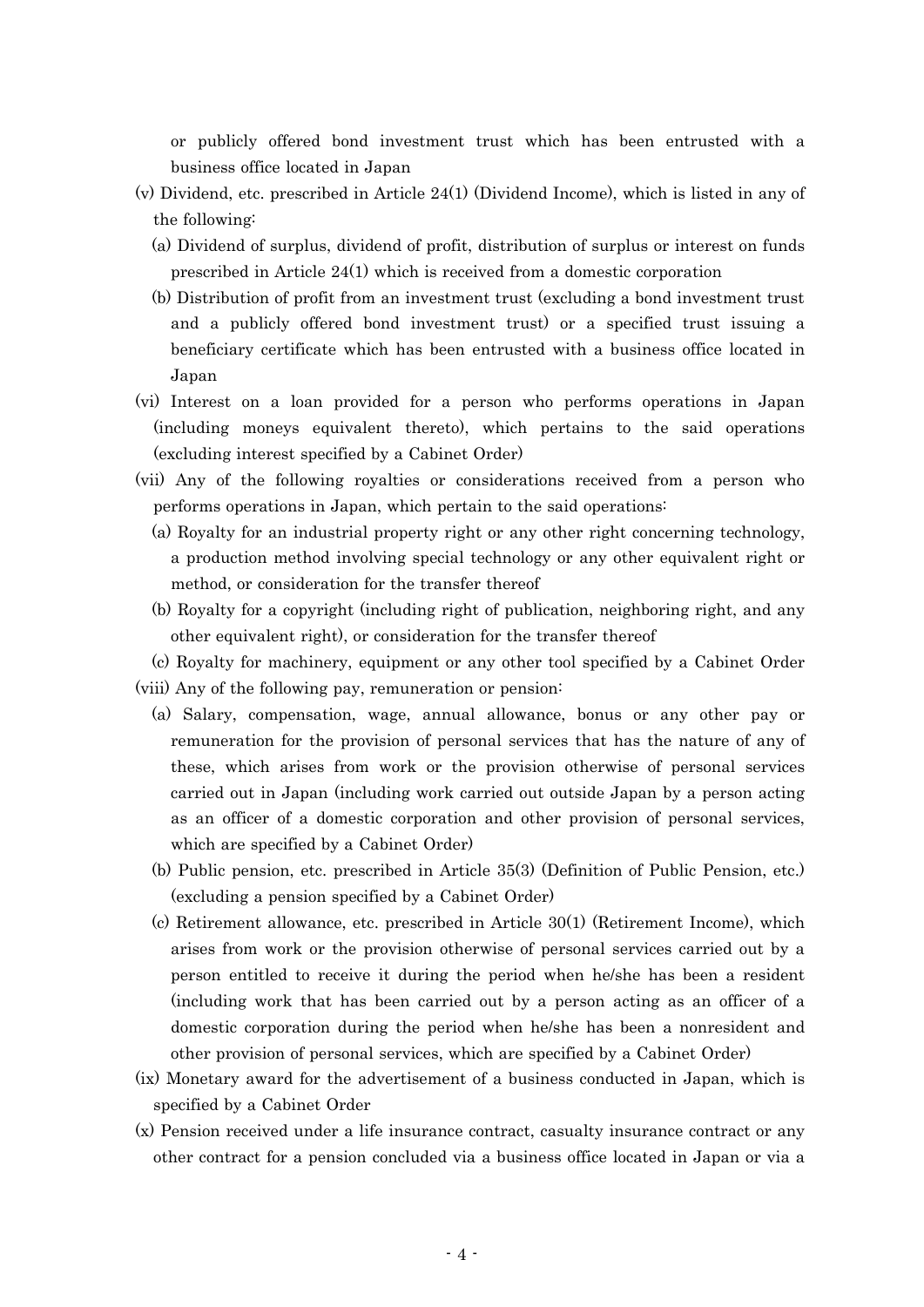or publicly offered bond investment trust which has been entrusted with a business office located in Japan

(v) Dividend, etc. prescribed in Article 24(1) (Dividend Income), which is listed in any of the following:

(a) Dividend of surplus, dividend of profit, distribution of surplus or interest on funds prescribed in Article 24(1) which is received from a domestic corporation

(b) Distribution of profit from an investment trust (excluding a bond investment trust and a publicly offered bond investment trust) or a specified trust issuing a beneficiary certificate which has been entrusted with a business office located in Japan

(vi) Interest on a loan provided for a person who performs operations in Japan (including moneys equivalent thereto), which pertains to the said operations (excluding interest specified by a Cabinet Order)

(vii) Any of the following royalties or considerations received from a person who performs operations in Japan, which pertain to the said operations:

(a) Royalty for an industrial property right or any other right concerning technology, a production method involving special technology or any other equivalent right or method, or consideration for the transfer thereof

(b) Royalty for a copyright (including right of publication, neighboring right, and any other equivalent right), or consideration for the transfer thereof

(c) Royalty for machinery, equipment or any other tool specified by a Cabinet Order

(viii) Any of the following pay, remuneration or pension:

(a) Salary, compensation, wage, annual allowance, bonus or any other pay or remuneration for the provision of personal services that has the nature of any of these, which arises from work or the provision otherwise of personal services carried out in Japan (including work carried out outside Japan by a person acting as an officer of a domestic corporation and other provision of personal services, which are specified by a Cabinet Order)

(b) Public pension, etc. prescribed in Article 35(3) (Definition of Public Pension, etc.) (excluding a pension specified by a Cabinet Order)

(c) Retirement allowance, etc. prescribed in Article 30(1) (Retirement Income), which arises from work or the provision otherwise of personal services carried out by a person entitled to receive it during the period when he/she has been a resident (including work that has been carried out by a person acting as an officer of a domestic corporation during the period when he/she has been a nonresident and other provision of personal services, which are specified by a Cabinet Order)

(ix) Monetary award for the advertisement of a business conducted in Japan, which is specified by a Cabinet Order

(x) Pension received under a life insurance contract, casualty insurance contract or any other contract for a pension concluded via a business office located in Japan or via a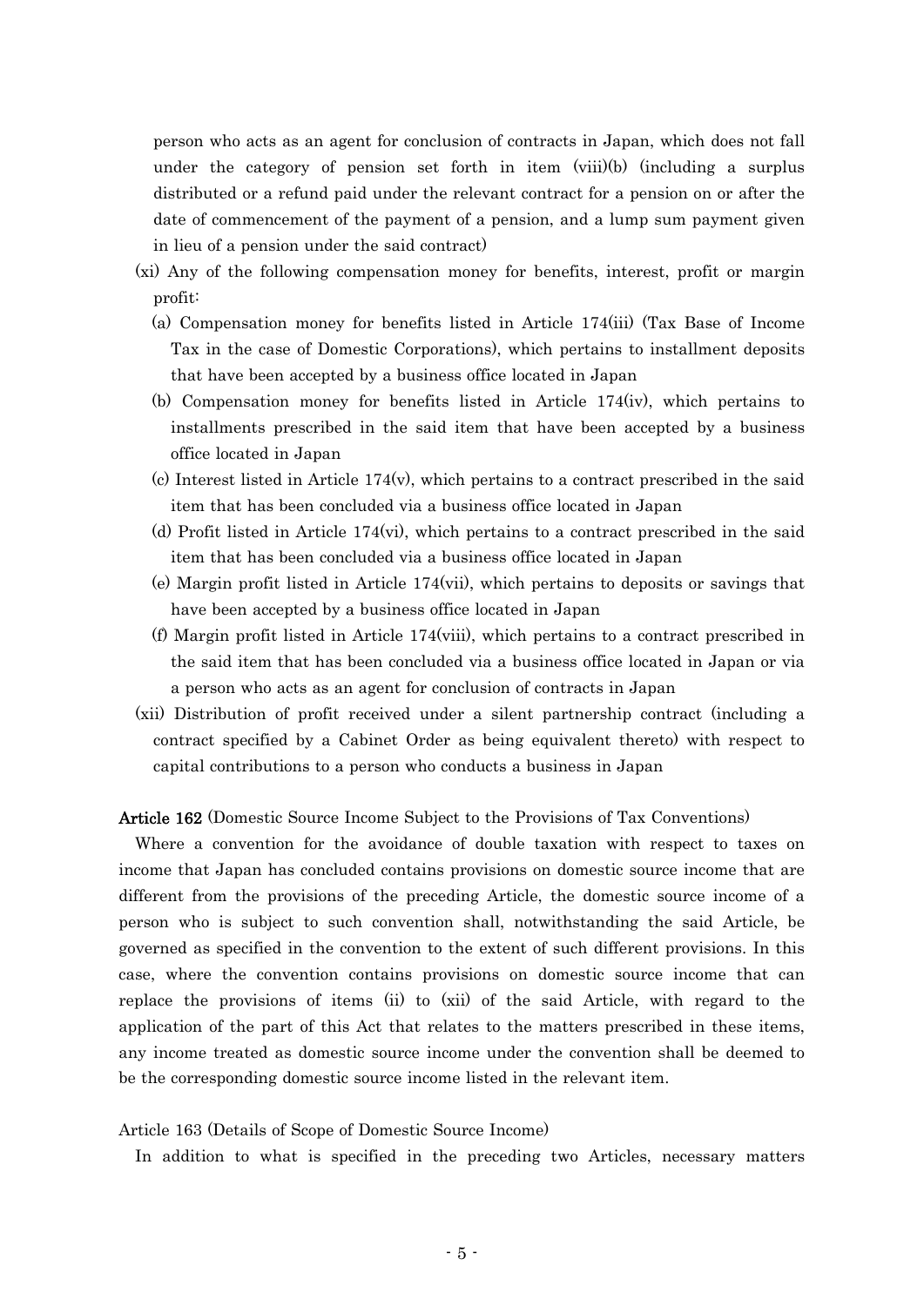person who acts as an agent for conclusion of contracts in Japan, which does not fall under the category of pension set forth in item (viii)(b) (including a surplus distributed or a refund paid under the relevant contract for a pension on or after the date of commencement of the payment of a pension, and a lump sum payment given in lieu of a pension under the said contract)

(xi) Any of the following compensation money for benefits, interest, profit or margin profit:

(a) Compensation money for benefits listed in Article 174(iii) (Tax Base of Income Tax in the case of Domestic Corporations), which pertains to installment deposits that have been accepted by a business office located in Japan

(b) Compensation money for benefits listed in Article 174(iv), which pertains to installments prescribed in the said item that have been accepted by a business office located in Japan

(c) Interest listed in Article 174(v), which pertains to a contract prescribed in the said item that has been concluded via a business office located in Japan

(d) Profit listed in Article 174(vi), which pertains to a contract prescribed in the said item that has been concluded via a business office located in Japan

(e) Margin profit listed in Article 174(vii), which pertains to deposits or savings that have been accepted by a business office located in Japan

(f) Margin profit listed in Article 174(viii), which pertains to a contract prescribed in the said item that has been concluded via a business office located in Japan or via a person who acts as an agent for conclusion of contracts in Japan

(xii) Distribution of profit received under a silent partnership contract (including a contract specified by a Cabinet Order as being equivalent thereto) with respect to capital contributions to a person who conducts a business in Japan

**Article 162** (Domestic Source Income Subject to the Provisions of Tax Conventions)

Where a convention for the avoidance of double taxation with respect to taxes on income that Japan has concluded contains provisions on domestic source income that are different from the provisions of the preceding Article, the domestic source income of a person who is subject to such convention shall, notwithstanding the said Article, be governed as specified in the convention to the extent of such different provisions. In this case, where the convention contains provisions on domestic source income that can replace the provisions of items (ii) to (xii) of the said Article, with regard to the application of the part of this Act that relates to the matters prescribed in these items, any income treated as domestic source income under the convention shall be deemed to be the corresponding domestic source income listed in the relevant item.

Article 163 (Details of Scope of Domestic Source Income)

In addition to what is specified in the preceding two Articles, necessary matters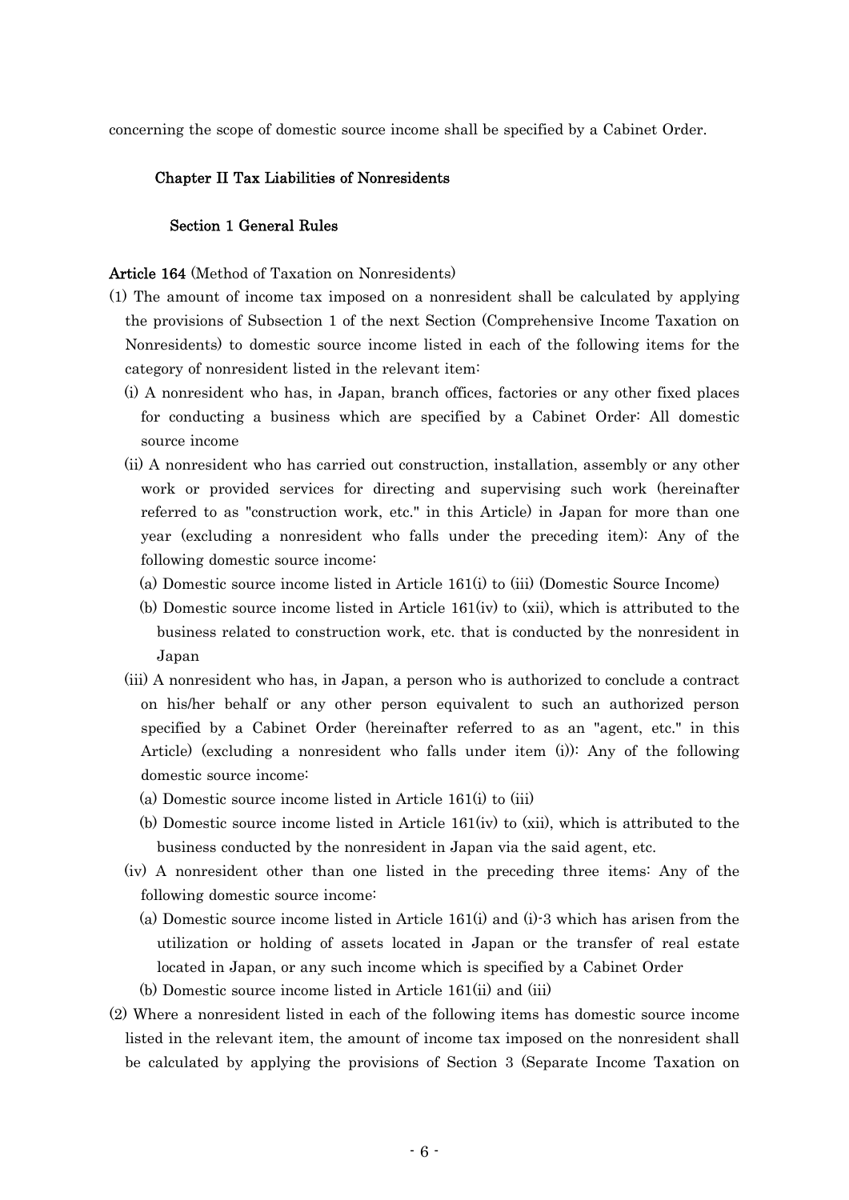concerning the scope of domestic source income shall be specified by a Cabinet Order.

## Chapter II Tax Liabilities of Nonresidents

### Section 1 General Rules

**Article 164** (Method of Taxation on Nonresidents)

(1) The amount of income tax imposed on a nonresident shall be calculated by applying the provisions of Subsection 1 of the next Section (Comprehensive Income Taxation on Nonresidents) to domestic source income listed in each of the following items for the category of nonresident listed in the relevant item:

(i) A nonresident who has, in Japan, branch offices, factories or any other fixed places for conducting a business which are specified by a Cabinet Order: All domestic source income

(ii) A nonresident who has carried out construction, installation, assembly or any other work or provided services for directing and supervising such work (hereinafter referred to as "construction work, etc." in this Article) in Japan for more than one year (excluding a nonresident who falls under the preceding item): Any of the following domestic source income:

(a) Domestic source income listed in Article 161(i) to (iii) (Domestic Source Income)

(b) Domestic source income listed in Article 161(iv) to (xii), which is attributed to the business related to construction work, etc. that is conducted by the nonresident in Japan

(iii) A nonresident who has, in Japan, a person who is authorized to conclude a contract on his/her behalf or any other person equivalent to such an authorized person specified by a Cabinet Order (hereinafter referred to as an "agent, etc." in this Article) (excluding a nonresident who falls under item (i)): Any of the following domestic source income:

(a) Domestic source income listed in Article 161(i) to (iii)

(b) Domestic source income listed in Article 161(iv) to (xii), which is attributed to the business conducted by the nonresident in Japan via the said agent, etc.

(iv) A nonresident other than one listed in the preceding three items: Any of the following domestic source income:

(a) Domestic source income listed in Article 161(i) and (i)-3 which has arisen from the utilization or holding of assets located in Japan or the transfer of real estate located in Japan, or any such income which is specified by a Cabinet Order

(b) Domestic source income listed in Article 161(ii) and (iii)

(2) Where a nonresident listed in each of the following items has domestic source income listed in the relevant item, the amount of income tax imposed on the nonresident shall be calculated by applying the provisions of Section 3 (Separate Income Taxation on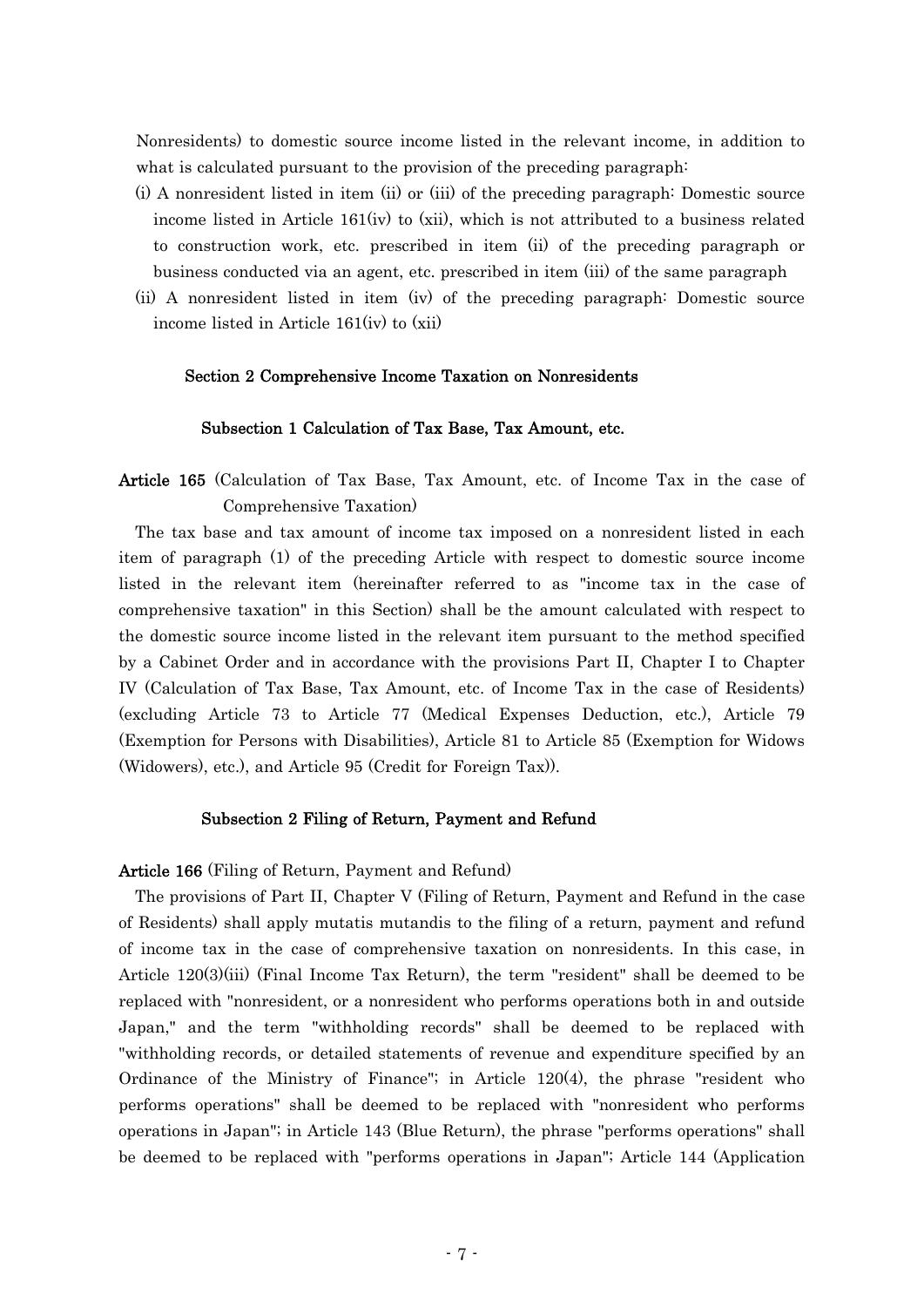Nonresidents) to domestic source income listed in the relevant income, in addition to what is calculated pursuant to the provision of the preceding paragraph:

(i) A nonresident listed in item (ii) or (iii) of the preceding paragraph: Domestic source income listed in Article 161(iv) to (xii), which is not attributed to a business related to construction work, etc. prescribed in item (ii) of the preceding paragraph or business conducted via an agent, etc. prescribed in item (iii) of the same paragraph

(ii) A nonresident listed in item (iv) of the preceding paragraph: Domestic source income listed in Article 161(iv) to (xii)

### Section 2 Comprehensive Income Taxation on Nonresidents

#### Subsection 1 Calculation of Tax Base, Tax Amount, etc.

**Article 165** (Calculation of Tax Base, Tax Amount, etc. of Income Tax in the case of Comprehensive Taxation)

The tax base and tax amount of income tax imposed on a nonresident listed in each item of paragraph (1) of the preceding Article with respect to domestic source income listed in the relevant item (hereinafter referred to as "income tax in the case of comprehensive taxation" in this Section) shall be the amount calculated with respect to the domestic source income listed in the relevant item pursuant to the method specified by a Cabinet Order and in accordance with the provisions Part II, Chapter I to Chapter IV (Calculation of Tax Base, Tax Amount, etc. of Income Tax in the case of Residents) (excluding Article 73 to Article 77 (Medical Expenses Deduction, etc.), Article 79 (Exemption for Persons with Disabilities), Article 81 to Article 85 (Exemption for Widows (Widowers), etc.), and Article 95 (Credit for Foreign Tax)).

#### Subsection 2 Filing of Return, Payment and Refund

**Article 166** (Filing of Return, Payment and Refund)

The provisions of Part II, Chapter V (Filing of Return, Payment and Refund in the case of Residents) shall apply mutatis mutandis to the filing of a return, payment and refund of income tax in the case of comprehensive taxation on nonresidents. In this case, in Article 120(3)(iii) (Final Income Tax Return), the term "resident" shall be deemed to be replaced with "nonresident, or a nonresident who performs operations both in and outside Japan," and the term "withholding records" shall be deemed to be replaced with "withholding records, or detailed statements of revenue and expenditure specified by an Ordinance of the Ministry of Finance"; in Article 120(4), the phrase "resident who performs operations" shall be deemed to be replaced with "nonresident who performs operations in Japan"; in Article 143 (Blue Return), the phrase "performs operations" shall be deemed to be replaced with "performs operations in Japan"; Article 144 (Application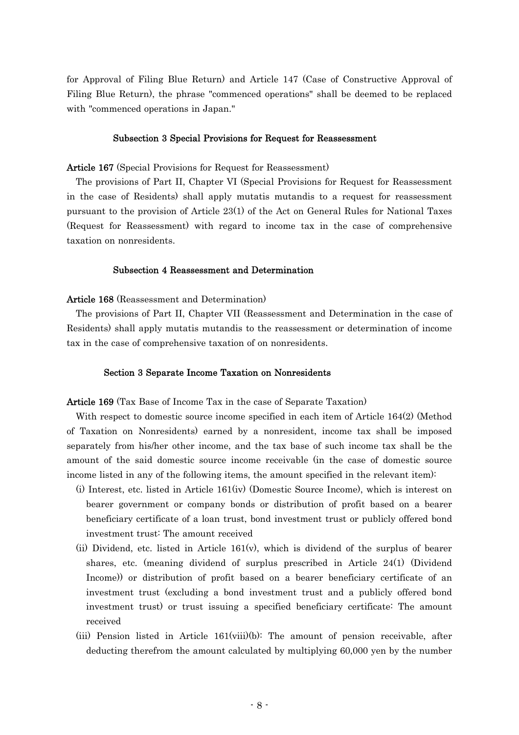for Approval of Filing Blue Return) and Article 147 (Case of Constructive Approval of Filing Blue Return), the phrase "commenced operations" shall be deemed to be replaced with "commenced operations in Japan."

### Subsection 3 Special Provisions for Request for Reassessment

**Article 167** (Special Provisions for Request for Reassessment)

The provisions of Part II, Chapter VI (Special Provisions for Request for Reassessment in the case of Residents) shall apply mutatis mutandis to a request for reassessment pursuant to the provision of Article 23(1) of the Act on General Rules for National Taxes (Request for Reassessment) with regard to income tax in the case of comprehensive taxation on nonresidents.

### Subsection 4 Reassessment and Determination

**Article 168** (Reassessment and Determination)

The provisions of Part II, Chapter VII (Reassessment and Determination in the case of Residents) shall apply mutatis mutandis to the reassessment or determination of income tax in the case of comprehensive taxation of on nonresidents.

## Section 3 Separate Income Taxation on Nonresidents

**Article 169** (Tax Base of Income Tax in the case of Separate Taxation)

With respect to domestic source income specified in each item of Article 164(2) (Method of Taxation on Nonresidents) earned by a nonresident, income tax shall be imposed separately from his/her other income, and the tax base of such income tax shall be the amount of the said domestic source income receivable (in the case of domestic source income listed in any of the following items, the amount specified in the relevant item):

(i) Interest, etc. listed in Article 161(iv) (Domestic Source Income), which is interest on bearer government or company bonds or distribution of profit based on a bearer beneficiary certificate of a loan trust, bond investment trust or publicly offered bond investment trust: The amount received

(ii) Dividend, etc. listed in Article 161(v), which is dividend of the surplus of bearer shares, etc. (meaning dividend of surplus prescribed in Article 24(1) (Dividend Income)) or distribution of profit based on a bearer beneficiary certificate of an investment trust (excluding a bond investment trust and a publicly offered bond investment trust) or trust issuing a specified beneficiary certificate: The amount received

(iii) Pension listed in Article 161(viii)(b): The amount of pension receivable, after deducting therefrom the amount calculated by multiplying 60,000 yen by the number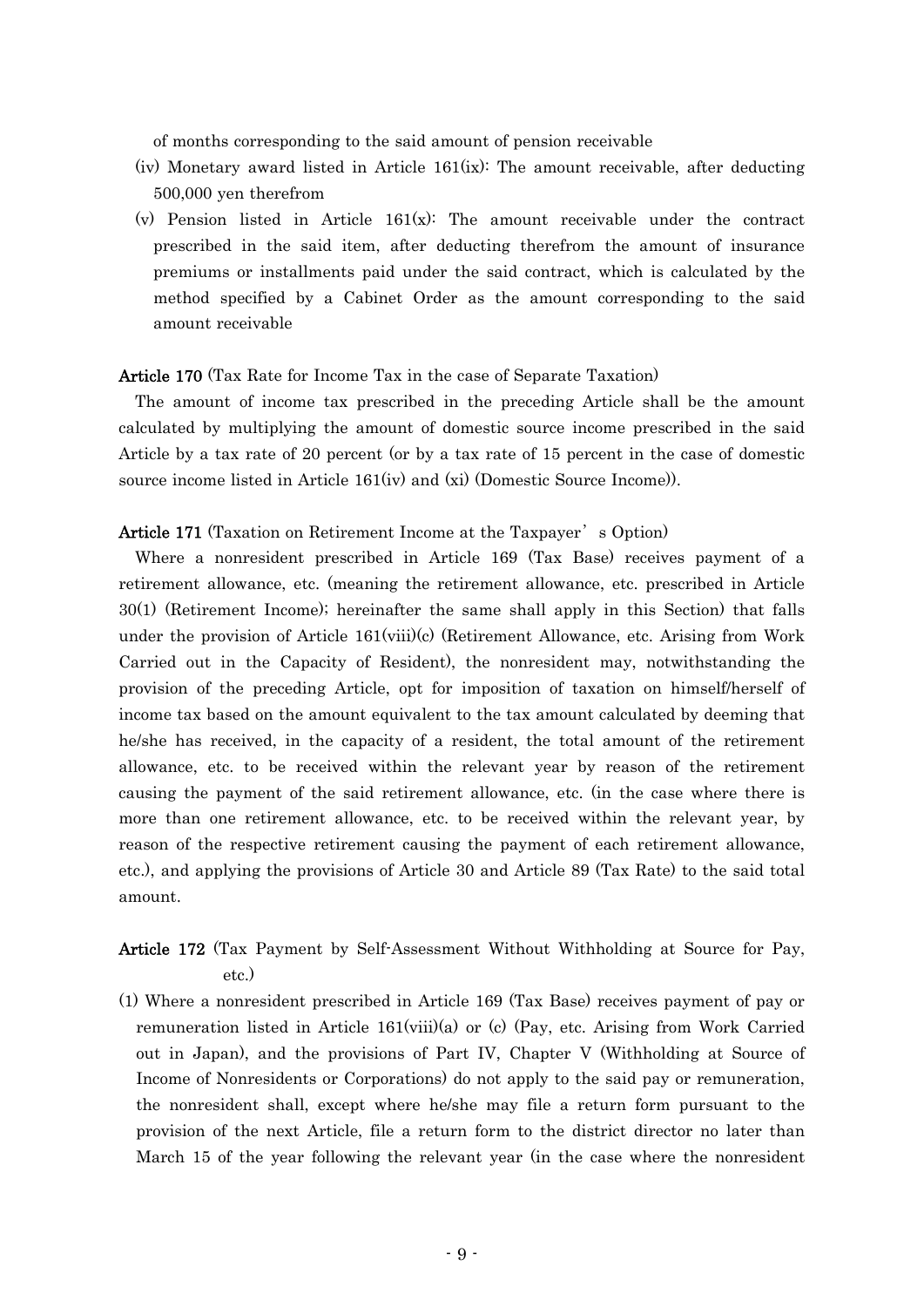of months corresponding to the said amount of pension receivable

(iv) Monetary award listed in Article 161(ix): The amount receivable, after deducting 500,000 yen therefrom

(v) Pension listed in Article 161(x): The amount receivable under the contract prescribed in the said item, after deducting therefrom the amount of insurance premiums or installments paid under the said contract, which is calculated by the method specified by a Cabinet Order as the amount corresponding to the said amount receivable

**Article 170** (Tax Rate for Income Tax in the case of Separate Taxation)

The amount of income tax prescribed in the preceding Article shall be the amount calculated by multiplying the amount of domestic source income prescribed in the said Article by a tax rate of 20 percent (or by a tax rate of 15 percent in the case of domestic source income listed in Article 161(iv) and (xi) (Domestic Source Income)).

**Article 171** (Taxation on Retirement Income at the Taxpayer's Option)

Where a nonresident prescribed in Article 169 (Tax Base) receives payment of a retirement allowance, etc. (meaning the retirement allowance, etc. prescribed in Article 30(1) (Retirement Income); hereinafter the same shall apply in this Section) that falls under the provision of Article 161(viii)(c) (Retirement Allowance, etc. Arising from Work Carried out in the Capacity of Resident), the nonresident may, notwithstanding the provision of the preceding Article, opt for imposition of taxation on himself/herself of income tax based on the amount equivalent to the tax amount calculated by deeming that he/she has received, in the capacity of a resident, the total amount of the retirement allowance, etc. to be received within the relevant year by reason of the retirement causing the payment of the said retirement allowance, etc. (in the case where there is more than one retirement allowance, etc. to be received within the relevant year, by reason of the respective retirement causing the payment of each retirement allowance, etc.), and applying the provisions of Article 30 and Article 89 (Tax Rate) to the said total amount.

**Article 172** (Tax Payment by Self-Assessment Without Withholding at Source for Pay, etc.)

(1) Where a nonresident prescribed in Article 169 (Tax Base) receives payment of pay or remuneration listed in Article 161(viii)(a) or (c) (Pay, etc. Arising from Work Carried out in Japan), and the provisions of Part IV, Chapter V (Withholding at Source of Income of Nonresidents or Corporations) do not apply to the said pay or remuneration, the nonresident shall, except where he/she may file a return form pursuant to the provision of the next Article, file a return form to the district director no later than March 15 of the year following the relevant year (in the case where the nonresident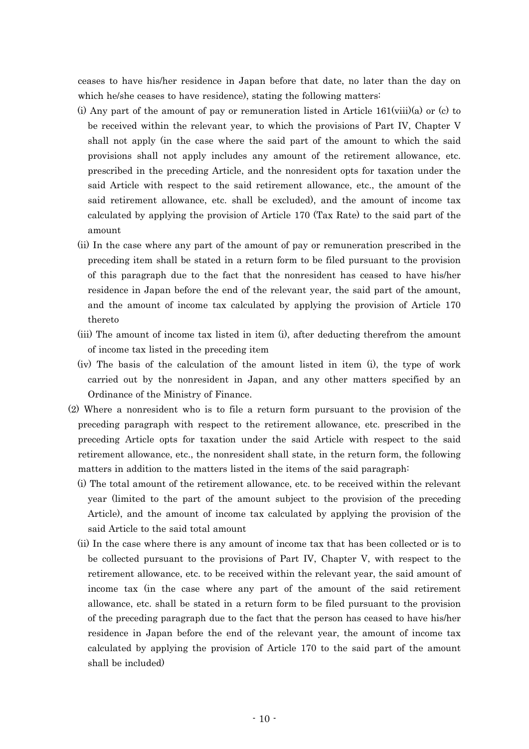ceases to have his/her residence in Japan before that date, no later than the day on which he/she ceases to have residence), stating the following matters:

(i) Any part of the amount of pay or remuneration listed in Article 161(viii)(a) or (c) to be received within the relevant year, to which the provisions of Part IV, Chapter V shall not apply (in the case where the said part of the amount to which the said provisions shall not apply includes any amount of the retirement allowance, etc. prescribed in the preceding Article, and the nonresident opts for taxation under the said Article with respect to the said retirement allowance, etc., the amount of the said retirement allowance, etc. shall be excluded), and the amount of income tax calculated by applying the provision of Article 170 (Tax Rate) to the said part of the amount

(ii) In the case where any part of the amount of pay or remuneration prescribed in the preceding item shall be stated in a return form to be filed pursuant to the provision of this paragraph due to the fact that the nonresident has ceased to have his/her residence in Japan before the end of the relevant year, the said part of the amount, and the amount of income tax calculated by applying the provision of Article 170 thereto

(iii) The amount of income tax listed in item (i), after deducting therefrom the amount of income tax listed in the preceding item

(iv) The basis of the calculation of the amount listed in item (i), the type of work carried out by the nonresident in Japan, and any other matters specified by an Ordinance of the Ministry of Finance.

(2) Where a nonresident who is to file a return form pursuant to the provision of the preceding paragraph with respect to the retirement allowance, etc. prescribed in the preceding Article opts for taxation under the said Article with respect to the said retirement allowance, etc., the nonresident shall state, in the return form, the following matters in addition to the matters listed in the items of the said paragraph:

(i) The total amount of the retirement allowance, etc. to be received within the relevant year (limited to the part of the amount subject to the provision of the preceding Article), and the amount of income tax calculated by applying the provision of the said Article to the said total amount

(ii) In the case where there is any amount of income tax that has been collected or is to be collected pursuant to the provisions of Part IV, Chapter V, with respect to the retirement allowance, etc. to be received within the relevant year, the said amount of income tax (in the case where any part of the amount of the said retirement allowance, etc. shall be stated in a return form to be filed pursuant to the provision of the preceding paragraph due to the fact that the person has ceased to have his/her residence in Japan before the end of the relevant year, the amount of income tax calculated by applying the provision of Article 170 to the said part of the amount shall be included)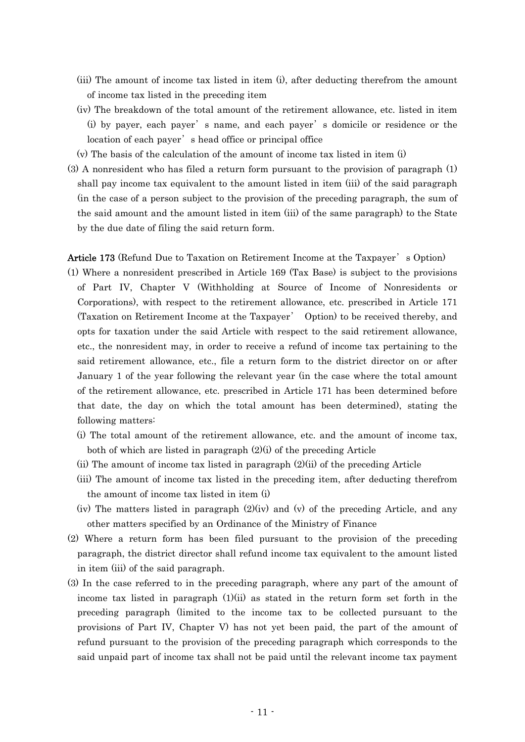(iii) The amount of income tax listed in item (i), after deducting therefrom the amount of income tax listed in the preceding item

(iv) The breakdown of the total amount of the retirement allowance, etc. listed in item (i) by payer, each payer's name, and each payer's domicile or residence or the location of each payer's head office or principal office

(v) The basis of the calculation of the amount of income tax listed in item (i)

(3) A nonresident who has filed a return form pursuant to the provision of paragraph (1) shall pay income tax equivalent to the amount listed in item (iii) of the said paragraph (in the case of a person subject to the provision of the preceding paragraph, the sum of the said amount and the amount listed in item (iii) of the same paragraph) to the State by the due date of filing the said return form.

**Article 173** (Refund Due to Taxation on Retirement Income at the Taxpayer's Option)

(1) Where a nonresident prescribed in Article 169 (Tax Base) is subject to the provisions of Part IV, Chapter V (Withholding at Source of Income of Nonresidents or Corporations), with respect to the retirement allowance, etc. prescribed in Article 171 (Taxation on Retirement Income at the Taxpayer' Option) to be received thereby, and opts for taxation under the said Article with respect to the said retirement allowance, etc., the nonresident may, in order to receive a refund of income tax pertaining to the said retirement allowance, etc., file a return form to the district director on or after January 1 of the year following the relevant year (in the case where the total amount of the retirement allowance, etc. prescribed in Article 171 has been determined before that date, the day on which the total amount has been determined), stating the following matters:

(i) The total amount of the retirement allowance, etc. and the amount of income tax, both of which are listed in paragraph (2)(i) of the preceding Article

(ii) The amount of income tax listed in paragraph (2)(ii) of the preceding Article

(iii) The amount of income tax listed in the preceding item, after deducting therefrom the amount of income tax listed in item (i)

(iv) The matters listed in paragraph (2)(iv) and (v) of the preceding Article, and any other matters specified by an Ordinance of the Ministry of Finance

(2) Where a return form has been filed pursuant to the provision of the preceding paragraph, the district director shall refund income tax equivalent to the amount listed in item (iii) of the said paragraph.

(3) In the case referred to in the preceding paragraph, where any part of the amount of income tax listed in paragraph (1)(ii) as stated in the return form set forth in the preceding paragraph (limited to the income tax to be collected pursuant to the provisions of Part IV, Chapter V) has not yet been paid, the part of the amount of refund pursuant to the provision of the preceding paragraph which corresponds to the said unpaid part of income tax shall not be paid until the relevant income tax payment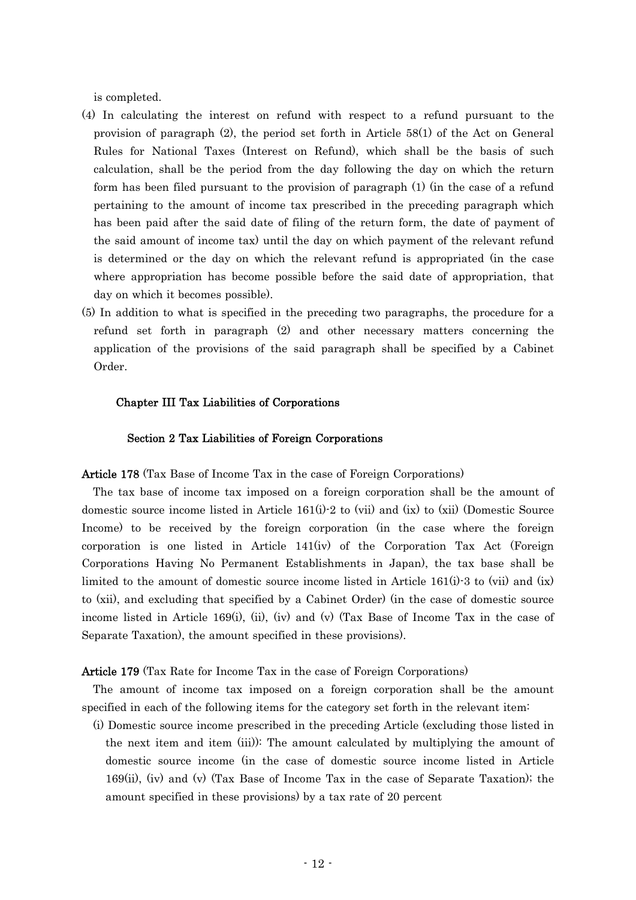is completed.

(4) In calculating the interest on refund with respect to a refund pursuant to the provision of paragraph (2), the period set forth in Article 58(1) of the Act on General Rules for National Taxes (Interest on Refund), which shall be the basis of such calculation, shall be the period from the day following the day on which the return form has been filed pursuant to the provision of paragraph (1) (in the case of a refund pertaining to the amount of income tax prescribed in the preceding paragraph which has been paid after the said date of filing of the return form, the date of payment of the said amount of income tax) until the day on which payment of the relevant refund is determined or the day on which the relevant refund is appropriated (in the case where appropriation has become possible before the said date of appropriation, that day on which it becomes possible).

(5) In addition to what is specified in the preceding two paragraphs, the procedure for a refund set forth in paragraph (2) and other necessary matters concerning the application of the provisions of the said paragraph shall be specified by a Cabinet Order.

## Chapter III Tax Liabilities of Corporations

### Section 2 Tax Liabilities of Foreign Corporations

**Article 178** (Tax Base of Income Tax in the case of Foreign Corporations)

The tax base of income tax imposed on a foreign corporation shall be the amount of domestic source income listed in Article 161(i)-2 to (vii) and (ix) to (xii) (Domestic Source Income) to be received by the foreign corporation (in the case where the foreign corporation is one listed in Article 141(iv) of the Corporation Tax Act (Foreign Corporations Having No Permanent Establishments in Japan), the tax base shall be limited to the amount of domestic source income listed in Article 161(i)-3 to (vii) and (ix) to (xii), and excluding that specified by a Cabinet Order) (in the case of domestic source income listed in Article 169(i), (ii), (iv) and (v) (Tax Base of Income Tax in the case of Separate Taxation), the amount specified in these provisions).

**Article 179** (Tax Rate for Income Tax in the case of Foreign Corporations)

The amount of income tax imposed on a foreign corporation shall be the amount specified in each of the following items for the category set forth in the relevant item:

(i) Domestic source income prescribed in the preceding Article (excluding those listed in the next item and item (iii)): The amount calculated by multiplying the amount of domestic source income (in the case of domestic source income listed in Article 169(ii), (iv) and (v) (Tax Base of Income Tax in the case of Separate Taxation); the amount specified in these provisions) by a tax rate of 20 percent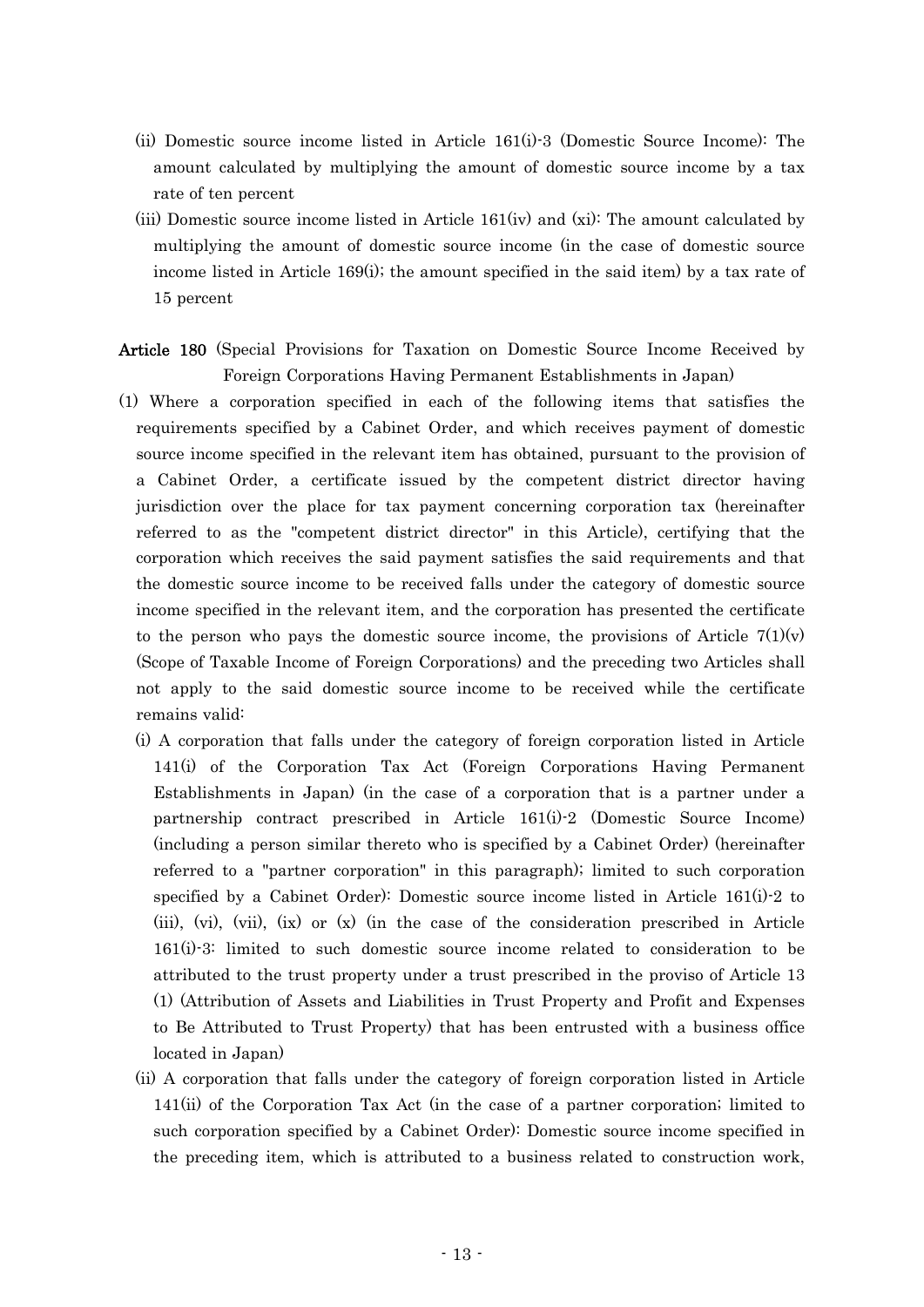(ii) Domestic source income listed in Article 161(i)-3 (Domestic Source Income): The amount calculated by multiplying the amount of domestic source income by a tax rate of ten percent

(iii) Domestic source income listed in Article 161(iv) and (xi): The amount calculated by multiplying the amount of domestic source income (in the case of domestic source income listed in Article 169(i); the amount specified in the said item) by a tax rate of 15 percent

**Article 180** (Special Provisions for Taxation on Domestic Source Income Received by Foreign Corporations Having Permanent Establishments in Japan)

(1) Where a corporation specified in each of the following items that satisfies the requirements specified by a Cabinet Order, and which receives payment of domestic source income specified in the relevant item has obtained, pursuant to the provision of a Cabinet Order, a certificate issued by the competent district director having jurisdiction over the place for tax payment concerning corporation tax (hereinafter referred to as the "competent district director" in this Article), certifying that the corporation which receives the said payment satisfies the said requirements and that the domestic source income to be received falls under the category of domestic source income specified in the relevant item, and the corporation has presented the certificate to the person who pays the domestic source income, the provisions of Article 7(1)(v) (Scope of Taxable Income of Foreign Corporations) and the preceding two Articles shall not apply to the said domestic source income to be received while the certificate remains valid:

(i) A corporation that falls under the category of foreign corporation listed in Article 141(i) of the Corporation Tax Act (Foreign Corporations Having Permanent Establishments in Japan) (in the case of a corporation that is a partner under a partnership contract prescribed in Article 161(i)-2 (Domestic Source Income) (including a person similar thereto who is specified by a Cabinet Order) (hereinafter referred to a "partner corporation" in this paragraph); limited to such corporation specified by a Cabinet Order): Domestic source income listed in Article 161(i)-2 to (iii), (vi), (vii), (ix) or (x) (in the case of the consideration prescribed in Article 161(i)-3: limited to such domestic source income related to consideration to be attributed to the trust property under a trust prescribed in the proviso of Article 13 (1) (Attribution of Assets and Liabilities in Trust Property and Profit and Expenses to Be Attributed to Trust Property) that has been entrusted with a business office located in Japan)

(ii) A corporation that falls under the category of foreign corporation listed in Article 141(ii) of the Corporation Tax Act (in the case of a partner corporation; limited to such corporation specified by a Cabinet Order): Domestic source income specified in the preceding item, which is attributed to a business related to construction work,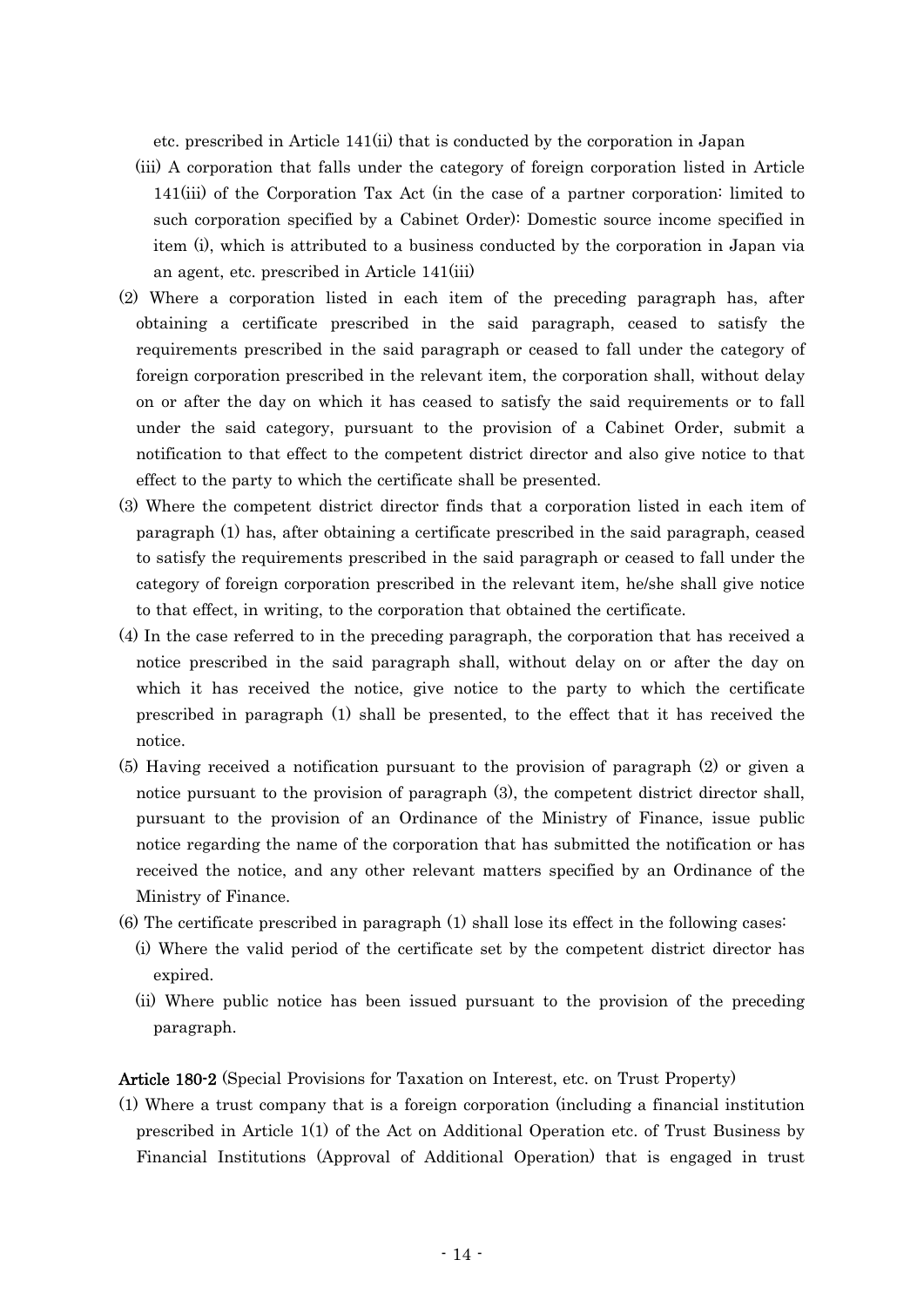etc. prescribed in Article 141(ii) that is conducted by the corporation in Japan

(iii) A corporation that falls under the category of foreign corporation listed in Article 141(iii) of the Corporation Tax Act (in the case of a partner corporation: limited to such corporation specified by a Cabinet Order): Domestic source income specified in item (i), which is attributed to a business conducted by the corporation in Japan via an agent, etc. prescribed in Article 141(iii)

(2) Where a corporation listed in each item of the preceding paragraph has, after obtaining a certificate prescribed in the said paragraph, ceased to satisfy the requirements prescribed in the said paragraph or ceased to fall under the category of foreign corporation prescribed in the relevant item, the corporation shall, without delay on or after the day on which it has ceased to satisfy the said requirements or to fall under the said category, pursuant to the provision of a Cabinet Order, submit a notification to that effect to the competent district director and also give notice to that effect to the party to which the certificate shall be presented.

(3) Where the competent district director finds that a corporation listed in each item of paragraph (1) has, after obtaining a certificate prescribed in the said paragraph, ceased to satisfy the requirements prescribed in the said paragraph or ceased to fall under the category of foreign corporation prescribed in the relevant item, he/she shall give notice to that effect, in writing, to the corporation that obtained the certificate.

(4) In the case referred to in the preceding paragraph, the corporation that has received a notice prescribed in the said paragraph shall, without delay on or after the day on which it has received the notice, give notice to the party to which the certificate prescribed in paragraph (1) shall be presented, to the effect that it has received the notice.

(5) Having received a notification pursuant to the provision of paragraph (2) or given a notice pursuant to the provision of paragraph (3), the competent district director shall, pursuant to the provision of an Ordinance of the Ministry of Finance, issue public notice regarding the name of the corporation that has submitted the notification or has received the notice, and any other relevant matters specified by an Ordinance of the Ministry of Finance.

(6) The certificate prescribed in paragraph (1) shall lose its effect in the following cases:

(i) Where the valid period of the certificate set by the competent district director has expired.

(ii) Where public notice has been issued pursuant to the provision of the preceding paragraph.

**Article 180-2** (Special Provisions for Taxation on Interest, etc. on Trust Property)

(1) Where a trust company that is a foreign corporation (including a financial institution prescribed in Article 1(1) of the Act on Additional Operation etc. of Trust Business by Financial Institutions (Approval of Additional Operation) that is engaged in trust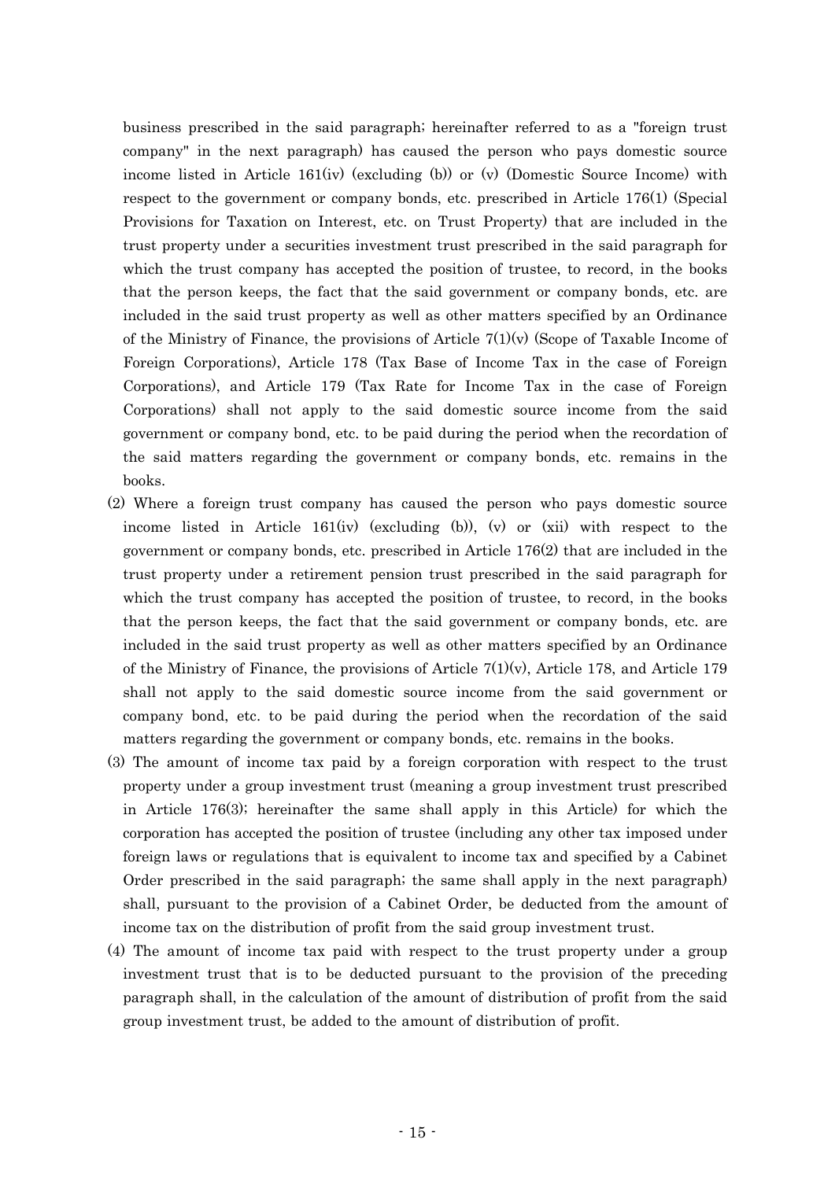business prescribed in the said paragraph; hereinafter referred to as a "foreign trust company" in the next paragraph) has caused the person who pays domestic source income listed in Article 161(iv) (excluding (b)) or (v) (Domestic Source Income) with respect to the government or company bonds, etc. prescribed in Article 176(1) (Special Provisions for Taxation on Interest, etc. on Trust Property) that are included in the trust property under a securities investment trust prescribed in the said paragraph for which the trust company has accepted the position of trustee, to record, in the books that the person keeps, the fact that the said government or company bonds, etc. are included in the said trust property as well as other matters specified by an Ordinance of the Ministry of Finance, the provisions of Article 7(1)(v) (Scope of Taxable Income of Foreign Corporations), Article 178 (Tax Base of Income Tax in the case of Foreign Corporations), and Article 179 (Tax Rate for Income Tax in the case of Foreign Corporations) shall not apply to the said domestic source income from the said government or company bond, etc. to be paid during the period when the recordation of the said matters regarding the government or company bonds, etc. remains in the books.

(2) Where a foreign trust company has caused the person who pays domestic source income listed in Article 161(iv) (excluding (b)), (v) or (xii) with respect to the government or company bonds, etc. prescribed in Article 176(2) that are included in the trust property under a retirement pension trust prescribed in the said paragraph for which the trust company has accepted the position of trustee, to record, in the books that the person keeps, the fact that the said government or company bonds, etc. are included in the said trust property as well as other matters specified by an Ordinance of the Ministry of Finance, the provisions of Article 7(1)(v), Article 178, and Article 179 shall not apply to the said domestic source income from the said government or company bond, etc. to be paid during the period when the recordation of the said matters regarding the government or company bonds, etc. remains in the books.

(3) The amount of income tax paid by a foreign corporation with respect to the trust property under a group investment trust (meaning a group investment trust prescribed in Article 176(3); hereinafter the same shall apply in this Article) for which the corporation has accepted the position of trustee (including any other tax imposed under foreign laws or regulations that is equivalent to income tax and specified by a Cabinet Order prescribed in the said paragraph; the same shall apply in the next paragraph) shall, pursuant to the provision of a Cabinet Order, be deducted from the amount of income tax on the distribution of profit from the said group investment trust.

(4) The amount of income tax paid with respect to the trust property under a group investment trust that is to be deducted pursuant to the provision of the preceding paragraph shall, in the calculation of the amount of distribution of profit from the said group investment trust, be added to the amount of distribution of profit.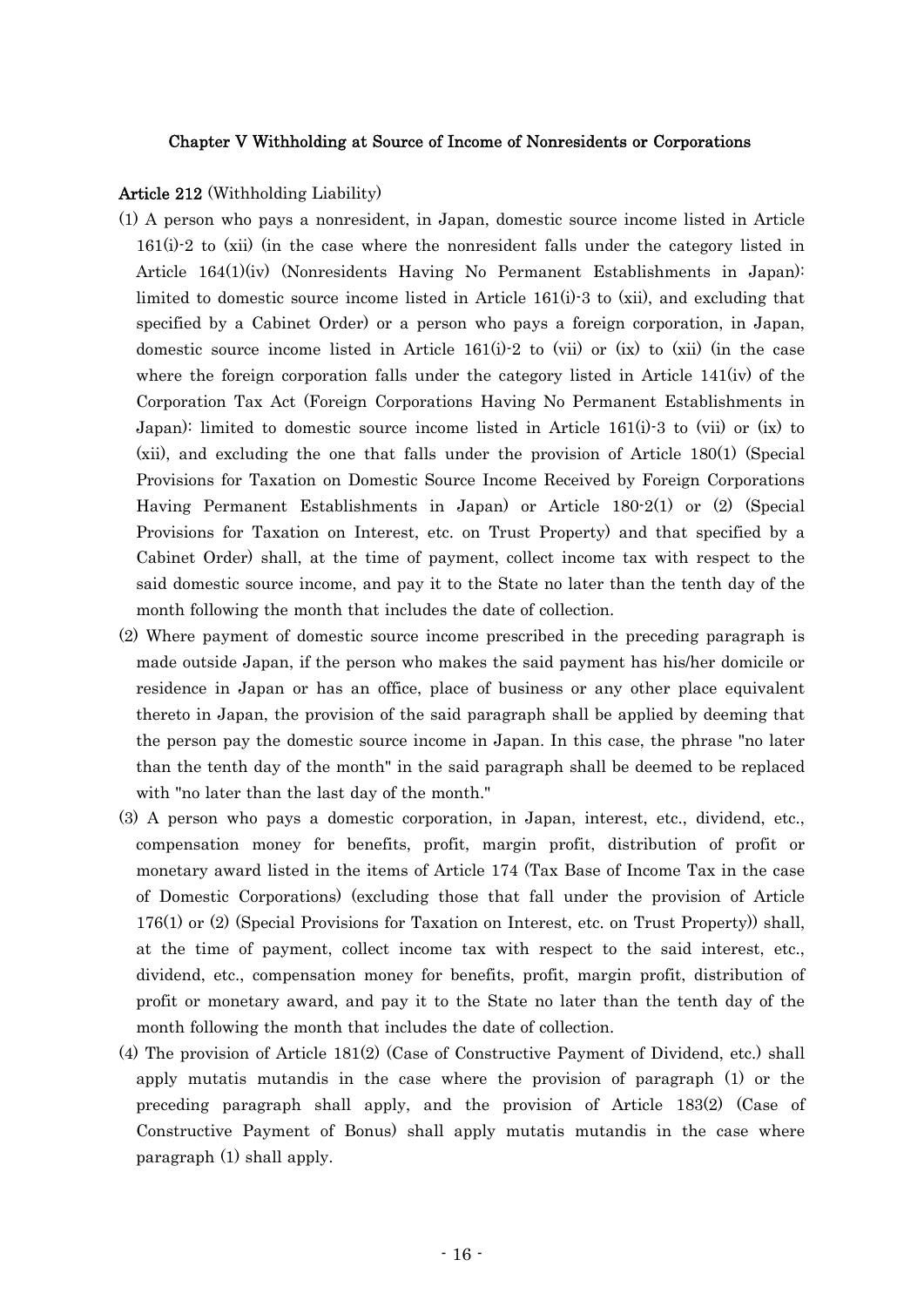#### Chapter V Withholding at Source of Income of Nonresidents or Corporations

**Article 212** (Withholding Liability)

(1) A person who pays a nonresident, in Japan, domestic source income listed in Article 161(i)-2 to (xii) (in the case where the nonresident falls under the category listed in Article 164(1)(iv) (Nonresidents Having No Permanent Establishments in Japan): limited to domestic source income listed in Article 161(i)-3 to (xii), and excluding that specified by a Cabinet Order) or a person who pays a foreign corporation, in Japan, domestic source income listed in Article 161(i)-2 to (vii) or (ix) to (xii) (in the case where the foreign corporation falls under the category listed in Article 141(iv) of the Corporation Tax Act (Foreign Corporations Having No Permanent Establishments in Japan): limited to domestic source income listed in Article 161(i)-3 to (vii) or (ix) to (xii), and excluding the one that falls under the provision of Article 180(1) (Special Provisions for Taxation on Domestic Source Income Received by Foreign Corporations Having Permanent Establishments in Japan) or Article 180-2(1) or (2) (Special Provisions for Taxation on Interest, etc. on Trust Property) and that specified by a Cabinet Order) shall, at the time of payment, collect income tax with respect to the said domestic source income, and pay it to the State no later than the tenth day of the month following the month that includes the date of collection.

(2) Where payment of domestic source income prescribed in the preceding paragraph is made outside Japan, if the person who makes the said payment has his/her domicile or residence in Japan or has an office, place of business or any other place equivalent thereto in Japan, the provision of the said paragraph shall be applied by deeming that the person pay the domestic source income in Japan. In this case, the phrase "no later than the tenth day of the month" in the said paragraph shall be deemed to be replaced with "no later than the last day of the month."

(3) A person who pays a domestic corporation, in Japan, interest, etc., dividend, etc., compensation money for benefits, profit, margin profit, distribution of profit or monetary award listed in the items of Article 174 (Tax Base of Income Tax in the case of Domestic Corporations) (excluding those that fall under the provision of Article 176(1) or (2) (Special Provisions for Taxation on Interest, etc. on Trust Property)) shall, at the time of payment, collect income tax with respect to the said interest, etc., dividend, etc., compensation money for benefits, profit, margin profit, distribution of profit or monetary award, and pay it to the State no later than the tenth day of the month following the month that includes the date of collection.

(4) The provision of Article 181(2) (Case of Constructive Payment of Dividend, etc.) shall apply mutatis mutandis in the case where the provision of paragraph (1) or the preceding paragraph shall apply, and the provision of Article 183(2) (Case of Constructive Payment of Bonus) shall apply mutatis mutandis in the case where paragraph (1) shall apply.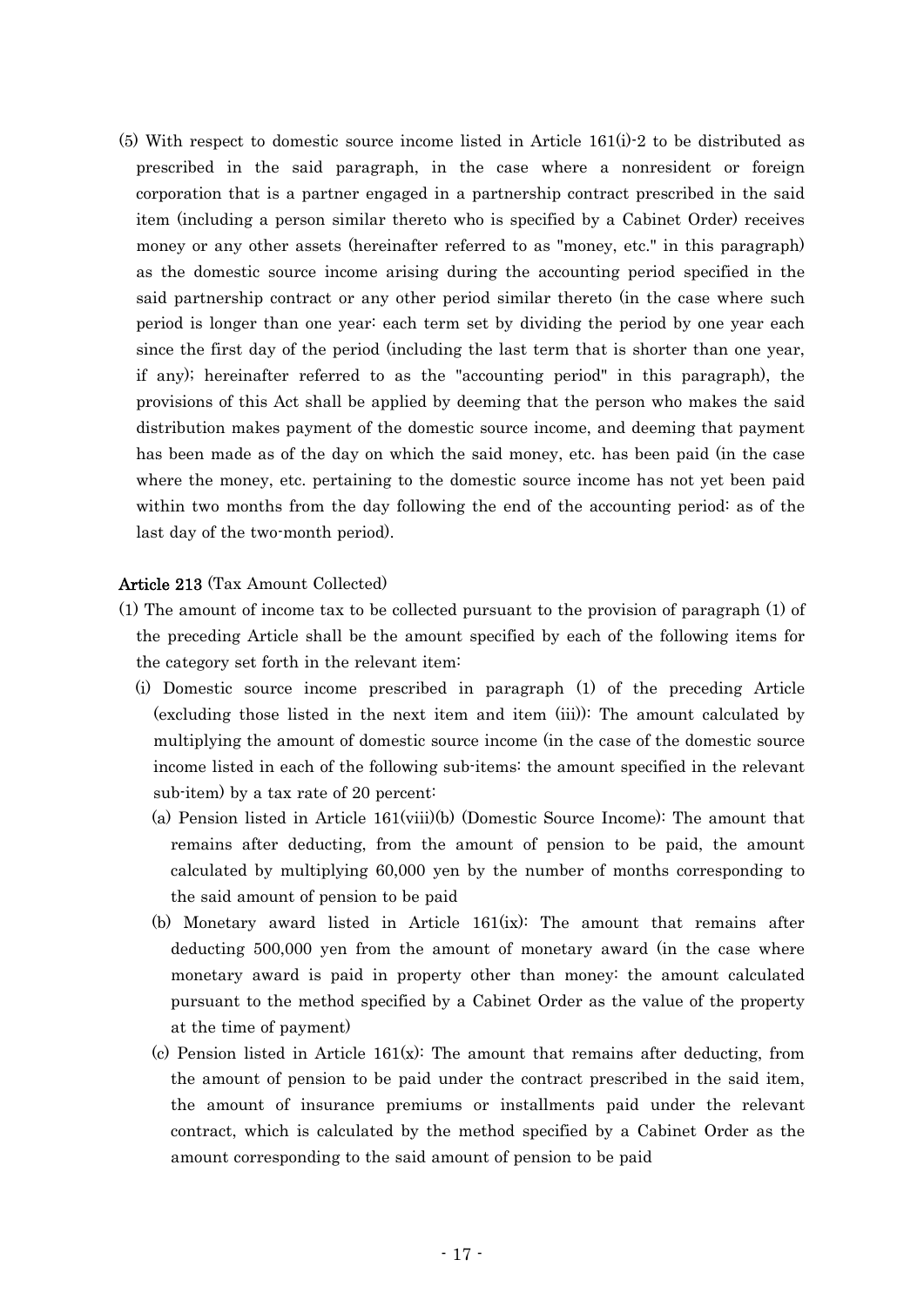(5) With respect to domestic source income listed in Article 161(i)-2 to be distributed as prescribed in the said paragraph, in the case where a nonresident or foreign corporation that is a partner engaged in a partnership contract prescribed in the said item (including a person similar thereto who is specified by a Cabinet Order) receives money or any other assets (hereinafter referred to as "money, etc." in this paragraph) as the domestic source income arising during the accounting period specified in the said partnership contract or any other period similar thereto (in the case where such period is longer than one year: each term set by dividing the period by one year each since the first day of the period (including the last term that is shorter than one year, if any); hereinafter referred to as the "accounting period" in this paragraph), the provisions of this Act shall be applied by deeming that the person who makes the said distribution makes payment of the domestic source income, and deeming that payment has been made as of the day on which the said money, etc. has been paid (in the case where the money, etc. pertaining to the domestic source income has not yet been paid within two months from the day following the end of the accounting period: as of the last day of the two-month period).

**Article 213** (Tax Amount Collected)

(1) The amount of income tax to be collected pursuant to the provision of paragraph (1) of the preceding Article shall be the amount specified by each of the following items for the category set forth in the relevant item:

 (i) Domestic source income prescribed in paragraph (1) of the preceding Article (excluding those listed in the next item and item (iii)): The amount calculated by multiplying the amount of domestic source income (in the case of the domestic source income listed in each of the following sub-items: the amount specified in the relevant sub-item) by a tax rate of 20 percent:

  (a) Pension listed in Article 161(viii)(b) (Domestic Source Income): The amount that remains after deducting, from the amount of pension to be paid, the amount calculated by multiplying 60,000 yen by the number of months corresponding to the said amount of pension to be paid

  (b) Monetary award listed in Article 161(ix): The amount that remains after deducting 500,000 yen from the amount of monetary award (in the case where monetary award is paid in property other than money: the amount calculated pursuant to the method specified by a Cabinet Order as the value of the property at the time of payment)

  (c) Pension listed in Article 161(x): The amount that remains after deducting, from the amount of pension to be paid under the contract prescribed in the said item, the amount of insurance premiums or installments paid under the relevant contract, which is calculated by the method specified by a Cabinet Order as the amount corresponding to the said amount of pension to be paid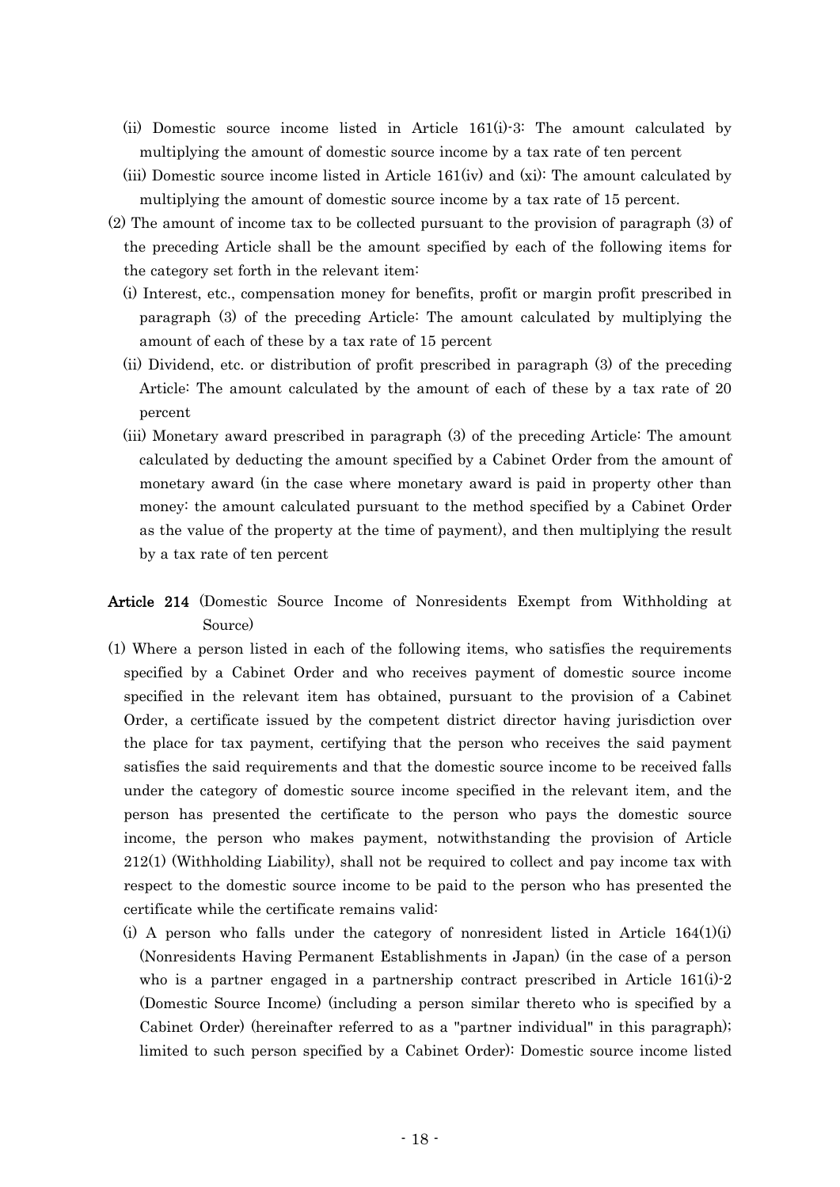(ii) Domestic source income listed in Article 161(i)-3: The amount calculated by multiplying the amount of domestic source income by a tax rate of ten percent

(iii) Domestic source income listed in Article 161(iv) and (xi): The amount calculated by multiplying the amount of domestic source income by a tax rate of 15 percent.

(2) The amount of income tax to be collected pursuant to the provision of paragraph (3) of the preceding Article shall be the amount specified by each of the following items for the category set forth in the relevant item:

(i) Interest, etc., compensation money for benefits, profit or margin profit prescribed in paragraph (3) of the preceding Article: The amount calculated by multiplying the amount of each of these by a tax rate of 15 percent

(ii) Dividend, etc. or distribution of profit prescribed in paragraph (3) of the preceding Article: The amount calculated by the amount of each of these by a tax rate of 20 percent

(iii) Monetary award prescribed in paragraph (3) of the preceding Article: The amount calculated by deducting the amount specified by a Cabinet Order from the amount of monetary award (in the case where monetary award is paid in property other than money: the amount calculated pursuant to the method specified by a Cabinet Order as the value of the property at the time of payment), and then multiplying the result by a tax rate of ten percent

**Article 214** (Domestic Source Income of Nonresidents Exempt from Withholding at Source)

(1) Where a person listed in each of the following items, who satisfies the requirements specified by a Cabinet Order and who receives payment of domestic source income specified in the relevant item has obtained, pursuant to the provision of a Cabinet Order, a certificate issued by the competent district director having jurisdiction over the place for tax payment, certifying that the person who receives the said payment satisfies the said requirements and that the domestic source income to be received falls under the category of domestic source income specified in the relevant item, and the person has presented the certificate to the person who pays the domestic source income, the person who makes payment, notwithstanding the provision of Article 212(1) (Withholding Liability), shall not be required to collect and pay income tax with respect to the domestic source income to be paid to the person who has presented the certificate while the certificate remains valid:

(i) A person who falls under the category of nonresident listed in Article 164(1)(i) (Nonresidents Having Permanent Establishments in Japan) (in the case of a person who is a partner engaged in a partnership contract prescribed in Article 161(i)-2 (Domestic Source Income) (including a person similar thereto who is specified by a Cabinet Order) (hereinafter referred to as a "partner individual" in this paragraph); limited to such person specified by a Cabinet Order): Domestic source income listed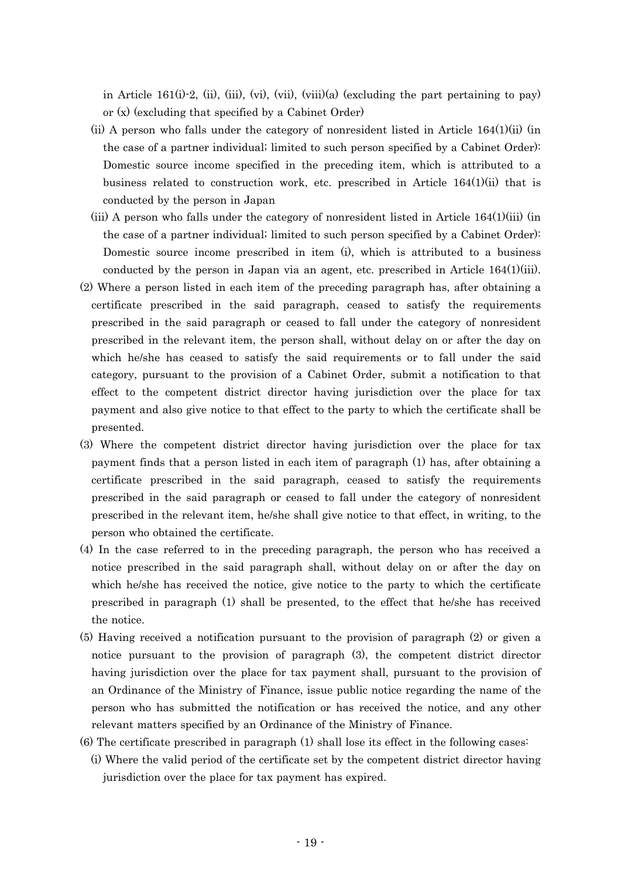in Article 161(i)-2, (ii), (iii), (vi), (vii), (viii)(a) (excluding the part pertaining to pay) or (x) (excluding that specified by a Cabinet Order)

(ii) A person who falls under the category of nonresident listed in Article 164(1)(ii) (in the case of a partner individual; limited to such person specified by a Cabinet Order): Domestic source income specified in the preceding item, which is attributed to a business related to construction work, etc. prescribed in Article 164(1)(ii) that is conducted by the person in Japan

(iii) A person who falls under the category of nonresident listed in Article 164(1)(iii) (in the case of a partner individual; limited to such person specified by a Cabinet Order): Domestic source income prescribed in item (i), which is attributed to a business conducted by the person in Japan via an agent, etc. prescribed in Article 164(1)(iii).

(2) Where a person listed in each item of the preceding paragraph has, after obtaining a certificate prescribed in the said paragraph, ceased to satisfy the requirements prescribed in the said paragraph or ceased to fall under the category of nonresident prescribed in the relevant item, the person shall, without delay on or after the day on which he/she has ceased to satisfy the said requirements or to fall under the said category, pursuant to the provision of a Cabinet Order, submit a notification to that effect to the competent district director having jurisdiction over the place for tax payment and also give notice to that effect to the party to which the certificate shall be presented.

(3) Where the competent district director having jurisdiction over the place for tax payment finds that a person listed in each item of paragraph (1) has, after obtaining a certificate prescribed in the said paragraph, ceased to satisfy the requirements prescribed in the said paragraph or ceased to fall under the category of nonresident prescribed in the relevant item, he/she shall give notice to that effect, in writing, to the person who obtained the certificate.

(4) In the case referred to in the preceding paragraph, the person who has received a notice prescribed in the said paragraph shall, without delay on or after the day on which he/she has received the notice, give notice to the party to which the certificate prescribed in paragraph (1) shall be presented, to the effect that he/she has received the notice.

(5) Having received a notification pursuant to the provision of paragraph (2) or given a notice pursuant to the provision of paragraph (3), the competent district director having jurisdiction over the place for tax payment shall, pursuant to the provision of an Ordinance of the Ministry of Finance, issue public notice regarding the name of the person who has submitted the notification or has received the notice, and any other relevant matters specified by an Ordinance of the Ministry of Finance.

(6) The certificate prescribed in paragraph (1) shall lose its effect in the following cases:

(i) Where the valid period of the certificate set by the competent district director having jurisdiction over the place for tax payment has expired.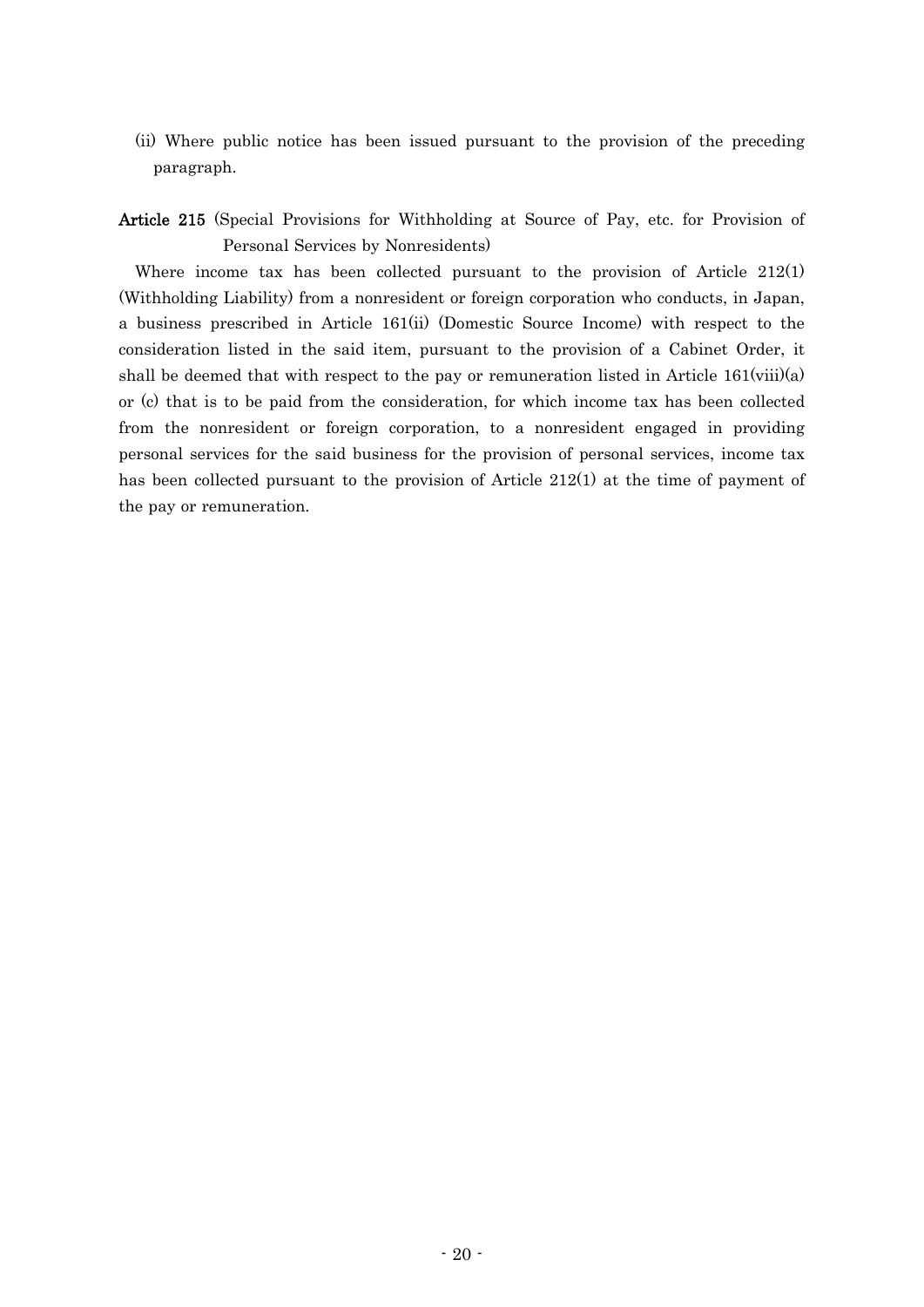(ii) Where public notice has been issued pursuant to the provision of the preceding paragraph.

**Article 215** (Special Provisions for Withholding at Source of Pay, etc. for Provision of Personal Services by Nonresidents)

Where income tax has been collected pursuant to the provision of Article 212(1) (Withholding Liability) from a nonresident or foreign corporation who conducts, in Japan, a business prescribed in Article 161(ii) (Domestic Source Income) with respect to the consideration listed in the said item, pursuant to the provision of a Cabinet Order, it shall be deemed that with respect to the pay or remuneration listed in Article 161(viii)(a) or (c) that is to be paid from the consideration, for which income tax has been collected from the nonresident or foreign corporation, to a nonresident engaged in providing personal services for the said business for the provision of personal services, income tax has been collected pursuant to the provision of Article 212(1) at the time of payment of the pay or remuneration.